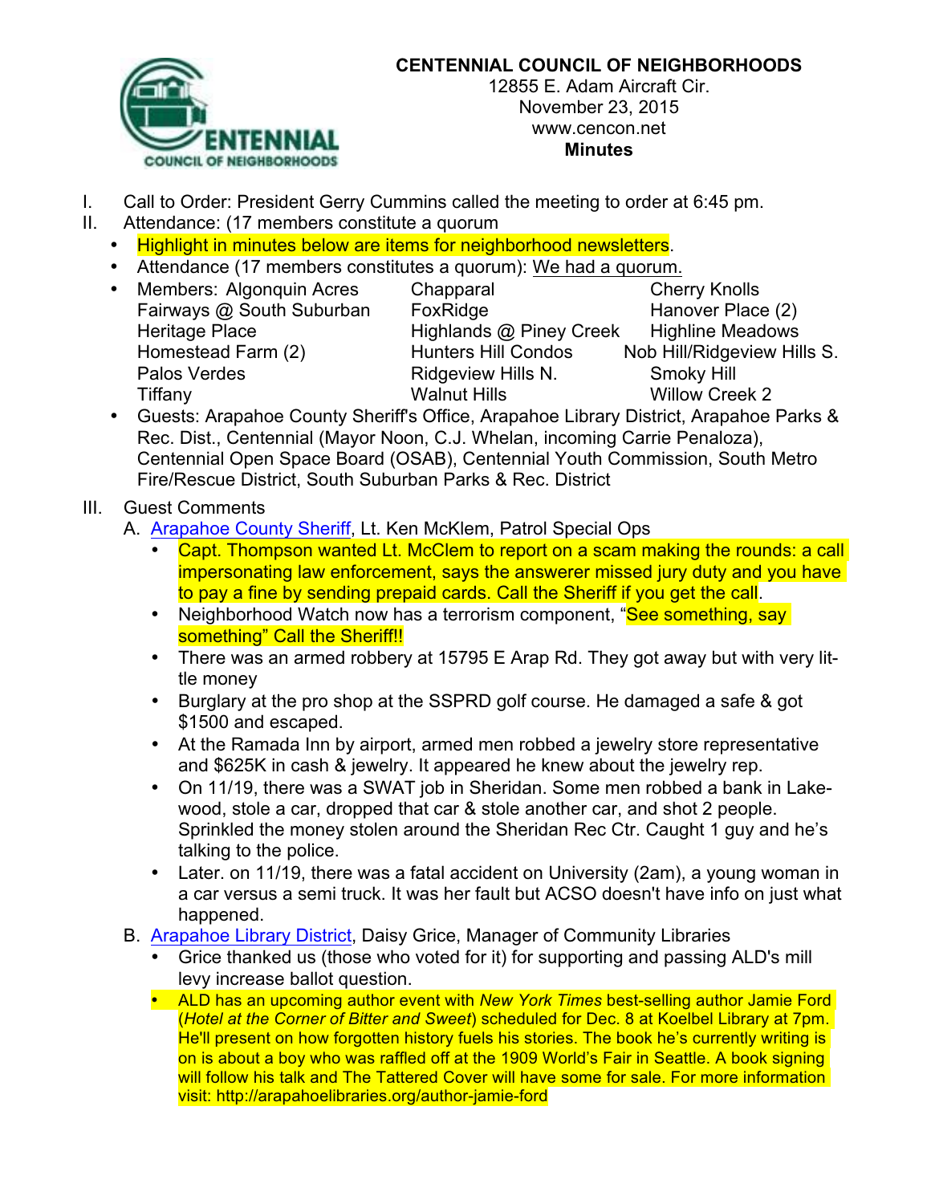**CENTENNIAL COUNCIL OF NEIGHBORHOODS**
12855 E. Adam Aircraft Cir.
November 23, 2015
www.cencon.net
**Minutes**

I. Call to Order: President Gerry Cummins called the meeting to order at 6:45 pm.

II. Attendance: (17 members constitute a quorum

- Highlight in minutes below are items for neighborhood newsletters.
- Attendance (17 members constitutes a quorum): We had a quorum.
- Members: Algonquin Acres, Chapparal, Cherry Knolls, Fairways @ South Suburban, FoxRidge, Hanover Place (2), Heritage Place, Highlands @ Piney Creek, Highline Meadows, Homestead Farm (2), Hunters Hill Condos, Nob Hill/Ridgeview Hills S., Palos Verdes, Ridgeview Hills N., Smoky Hill, Tiffany, Walnut Hills, Willow Creek 2
- Guests: Arapahoe County Sheriff's Office, Arapahoe Library District, Arapahoe Parks & Rec. Dist., Centennial (Mayor Noon, C.J. Whelan, incoming Carrie Penaloza), Centennial Open Space Board (OSAB), Centennial Youth Commission, South Metro Fire/Rescue District, South Suburban Parks & Rec. District

III. Guest Comments

A. Arapahoe County Sheriff, Lt. Ken McKlem, Patrol Special Ops

- Capt. Thompson wanted Lt. McClem to report on a scam making the rounds: a call impersonating law enforcement, says the answerer missed jury duty and you have to pay a fine by sending prepaid cards. Call the Sheriff if you get the call.
- Neighborhood Watch now has a terrorism component, "See something, say something" Call the Sheriff!!
- There was an armed robbery at 15795 E Arap Rd. They got away but with very little money
- Burglary at the pro shop at the SSPRD golf course. He damaged a safe & got $1500 and escaped.
- At the Ramada Inn by airport, armed men robbed a jewelry store representative and $625K in cash & jewelry. It appeared he knew about the jewelry rep.
- On 11/19, there was a SWAT job in Sheridan. Some men robbed a bank in Lakewood, stole a car, dropped that car & stole another car, and shot 2 people. Sprinkled the money stolen around the Sheridan Rec Ctr. Caught 1 guy and he's talking to the police.
- Later. on 11/19, there was a fatal accident on University (2am), a young woman in a car versus a semi truck. It was her fault but ACSO doesn't have info on just what happened.

B. Arapahoe Library District, Daisy Grice, Manager of Community Libraries

- Grice thanked us (those who voted for it) for supporting and passing ALD's mill levy increase ballot question.
- ALD has an upcoming author event with *New York Times* best-selling author Jamie Ford (*Hotel at the Corner of Bitter and Sweet*) scheduled for Dec. 8 at Koelbel Library at 7pm. He'll present on how forgotten history fuels his stories. The book he's currently writing is on is about a boy who was raffled off at the 1909 World's Fair in Seattle. A book signing will follow his talk and The Tattered Cover will have some for sale. For more information visit: http://arapahoelibraries.org/author-jamie-ford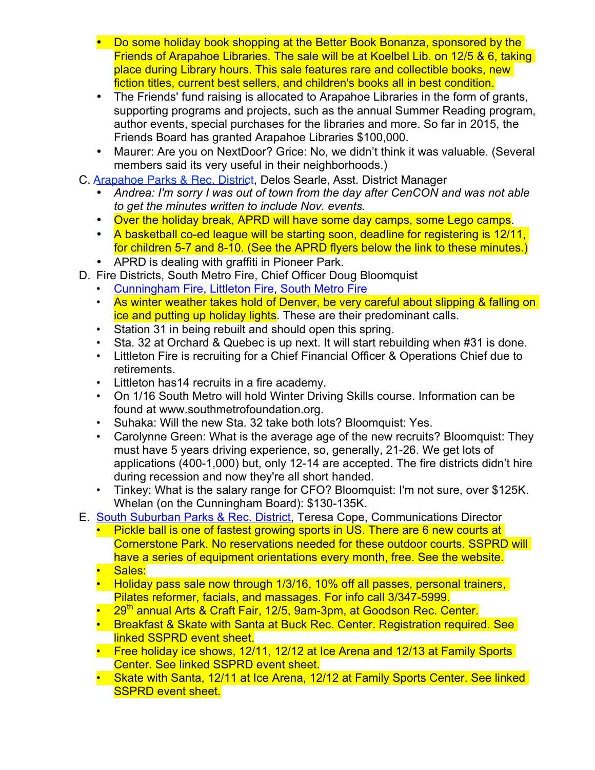- Do some holiday book shopping at the Better Book Bonanza, sponsored by the Friends of Arapahoe Libraries. The sale will be at Koelbel Lib. on 12/5 & 6, taking place during Library hours. This sale features rare and collectible books, new fiction titles, current best sellers, and children's books all in best condition.
- The Friends' fund raising is allocated to Arapahoe Libraries in the form of grants, supporting programs and projects, such as the annual Summer Reading program, author events, special purchases for the libraries and more. So far in 2015, the Friends Board has granted Arapahoe Libraries $100,000.
- Maurer: Are you on NextDoor? Grice: No, we didn't think it was valuable. (Several members said its very useful in their neighborhoods.)

C. Arapahoe Parks & Rec. District, Delos Searle, Asst. District Manager

- *Andrea: I'm sorry I was out of town from the day after CenCON and was not able to get the minutes written to include Nov. events.*
- Over the holiday break, APRD will have some day camps, some Lego camps.
- A basketball co-ed league will be starting soon, deadline for registering is 12/11, for children 5-7 and 8-10. (See the APRD flyers below the link to these minutes.)
- APRD is dealing with graffiti in Pioneer Park.

D. Fire Districts, South Metro Fire, Chief Officer Doug Bloomquist

- Cunningham Fire, Littleton Fire, South Metro Fire
- As winter weather takes hold of Denver, be very careful about slipping & falling on ice and putting up holiday lights. These are their predominant calls.
- Station 31 in being rebuilt and should open this spring.
- Sta. 32 at Orchard & Quebec is up next. It will start rebuilding when #31 is done.
- Littleton Fire is recruiting for a Chief Financial Officer & Operations Chief due to retirements.
- Littleton has14 recruits in a fire academy.
- On 1/16 South Metro will hold Winter Driving Skills course. Information can be found at www.southmetrofoundation.org.
- Suhaka: Will the new Sta. 32 take both lots? Bloomquist: Yes.
- Carolynne Green: What is the average age of the new recruits? Bloomquist: They must have 5 years driving experience, so, generally, 21-26. We get lots of applications (400-1,000) but, only 12-14 are accepted. The fire districts didn't hire during recession and now they're all short handed.
- Tinkey: What is the salary range for CFO? Bloomquist: I'm not sure, over $125K. Whelan (on the Cunningham Board): $130-135K.

E. South Suburban Parks & Rec. District, Teresa Cope, Communications Director

- Pickle ball is one of fastest growing sports in US. There are 6 new courts at Cornerstone Park. No reservations needed for these outdoor courts. SSPRD will have a series of equipment orientations every month, free. See the website.
- Sales:
- Holiday pass sale now through 1/3/16, 10% off all passes, personal trainers, Pilates reformer, facials, and massages. For info call 3/347-5999.
- 29th annual Arts & Craft Fair, 12/5, 9am-3pm, at Goodson Rec. Center.
- Breakfast & Skate with Santa at Buck Rec. Center. Registration required. See linked SSPRD event sheet.
- Free holiday ice shows, 12/11, 12/12 at Ice Arena and 12/13 at Family Sports Center. See linked SSPRD event sheet.
- Skate with Santa, 12/11 at Ice Arena, 12/12 at Family Sports Center. See linked SSPRD event sheet.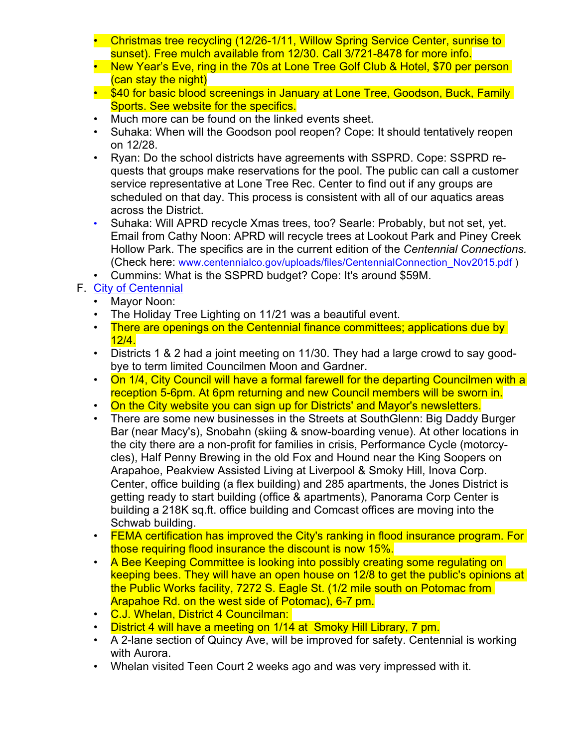- Christmas tree recycling (12/26-1/11, Willow Spring Service Center, sunrise to sunset). Free mulch available from 12/30. Call 3/721-8478 for more info.
- New Year's Eve, ring in the 70s at Lone Tree Golf Club & Hotel, $70 per person (can stay the night)
- $40 for basic blood screenings in January at Lone Tree, Goodson, Buck, Family Sports. See website for the specifics.
- Much more can be found on the linked events sheet.
- Suhaka: When will the Goodson pool reopen? Cope: It should tentatively reopen on 12/28.
- Ryan: Do the school districts have agreements with SSPRD. Cope: SSPRD requests that groups make reservations for the pool. The public can call a customer service representative at Lone Tree Rec. Center to find out if any groups are scheduled on that day. This process is consistent with all of our aquatics areas across the District.
- Suhaka: Will APRD recycle Xmas trees, too? Searle: Probably, but not set, yet. Email from Cathy Noon: APRD will recycle trees at Lookout Park and Piney Creek Hollow Park. The specifics are in the current edition of the *Centennial Connections.* (Check here: www.centennialco.gov/uploads/files/CentennialConnection_Nov2015.pdf )
- Cummins: What is the SSPRD budget? Cope: It's around $59M.

F. City of Centennial
- Mayor Noon:
- The Holiday Tree Lighting on 11/21 was a beautiful event.
- There are openings on the Centennial finance committees; applications due by 12/4.
- Districts 1 & 2 had a joint meeting on 11/30. They had a large crowd to say goodbye to term limited Councilmen Moon and Gardner.
- On 1/4, City Council will have a formal farewell for the departing Councilmen with a reception 5-6pm. At 6pm returning and new Council members will be sworn in.
- On the City website you can sign up for Districts' and Mayor's newsletters.
- There are some new businesses in the Streets at SouthGlenn: Big Daddy Burger Bar (near Macy's), Snobahn (skiing & snow-boarding venue). At other locations in the city there are a non-profit for families in crisis, Performance Cycle (motorcycles), Half Penny Brewing in the old Fox and Hound near the King Soopers on Arapahoe, Peakview Assisted Living at Liverpool & Smoky Hill, Inova Corp. Center, office building (a flex building) and 285 apartments, the Jones District is getting ready to start building (office & apartments), Panorama Corp Center is building a 218K sq.ft. office building and Comcast offices are moving into the Schwab building.
- FEMA certification has improved the City's ranking in flood insurance program. For those requiring flood insurance the discount is now 15%.
- A Bee Keeping Committee is looking into possibly creating some regulating on keeping bees. They will have an open house on 12/8 to get the public's opinions at the Public Works facility, 7272 S. Eagle St. (1/2 mile south on Potomac from Arapahoe Rd. on the west side of Potomac), 6-7 pm.
- C.J. Whelan, District 4 Councilman:
- District 4 will have a meeting on 1/14 at Smoky Hill Library, 7 pm.
- A 2-lane section of Quincy Ave, will be improved for safety. Centennial is working with Aurora.
- Whelan visited Teen Court 2 weeks ago and was very impressed with it.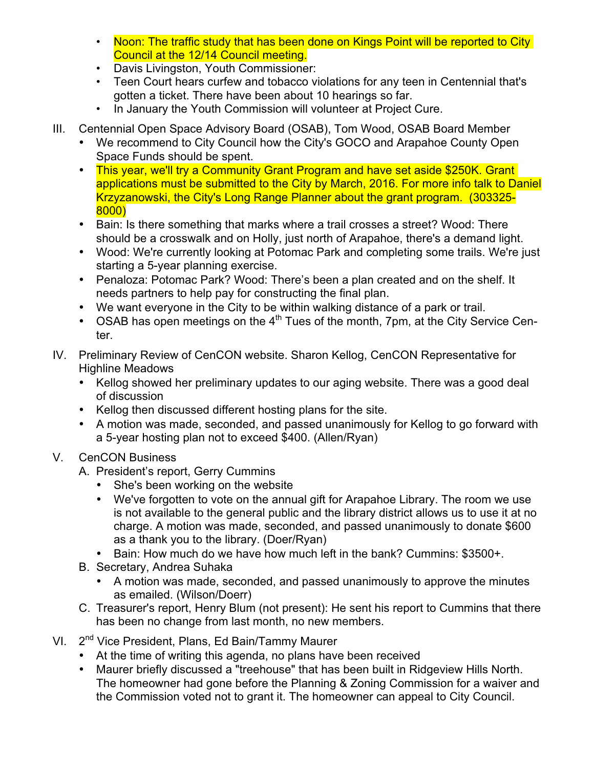- Noon: The traffic study that has been done on Kings Point will be reported to City Council at the 12/14 Council meeting.
- Davis Livingston, Youth Commissioner:
- Teen Court hears curfew and tobacco violations for any teen in Centennial that's gotten a ticket. There have been about 10 hearings so far.
- In January the Youth Commission will volunteer at Project Cure.

III. Centennial Open Space Advisory Board (OSAB), Tom Wood, OSAB Board Member

- We recommend to City Council how the City's GOCO and Arapahoe County Open Space Funds should be spent.
- This year, we'll try a Community Grant Program and have set aside $250K. Grant applications must be submitted to the City by March, 2016. For more info talk to Daniel Krzyzanowski, the City's Long Range Planner about the grant program. (303325-8000)
- Bain: Is there something that marks where a trail crosses a street? Wood: There should be a crosswalk and on Holly, just north of Arapahoe, there's a demand light.
- Wood: We're currently looking at Potomac Park and completing some trails. We're just starting a 5-year planning exercise.
- Penaloza: Potomac Park? Wood: There's been a plan created and on the shelf. It needs partners to help pay for constructing the final plan.
- We want everyone in the City to be within walking distance of a park or trail.
- OSAB has open meetings on the 4th Tues of the month, 7pm, at the City Service Center.

IV. Preliminary Review of CenCON website. Sharon Kellog, CenCON Representative for Highline Meadows

- Kellog showed her preliminary updates to our aging website. There was a good deal of discussion
- Kellog then discussed different hosting plans for the site.
- A motion was made, seconded, and passed unanimously for Kellog to go forward with a 5-year hosting plan not to exceed $400. (Allen/Ryan)

V. CenCON Business

A. President's report, Gerry Cummins
   - She's been working on the website
   - We've forgotten to vote on the annual gift for Arapahoe Library. The room we use is not available to the general public and the library district allows us to use it at no charge. A motion was made, seconded, and passed unanimously to donate $600 as a thank you to the library. (Doer/Ryan)
   - Bain: How much do we have how much left in the bank? Cummins: $3500+.

B. Secretary, Andrea Suhaka
   - A motion was made, seconded, and passed unanimously to approve the minutes as emailed. (Wilson/Doerr)

C. Treasurer's report, Henry Blum (not present): He sent his report to Cummins that there has been no change from last month, no new members.

VI. 2nd Vice President, Plans, Ed Bain/Tammy Maurer

- At the time of writing this agenda, no plans have been received
- Maurer briefly discussed a "treehouse" that has been built in Ridgeview Hills North. The homeowner had gone before the Planning & Zoning Commission for a waiver and the Commission voted not to grant it. The homeowner can appeal to City Council.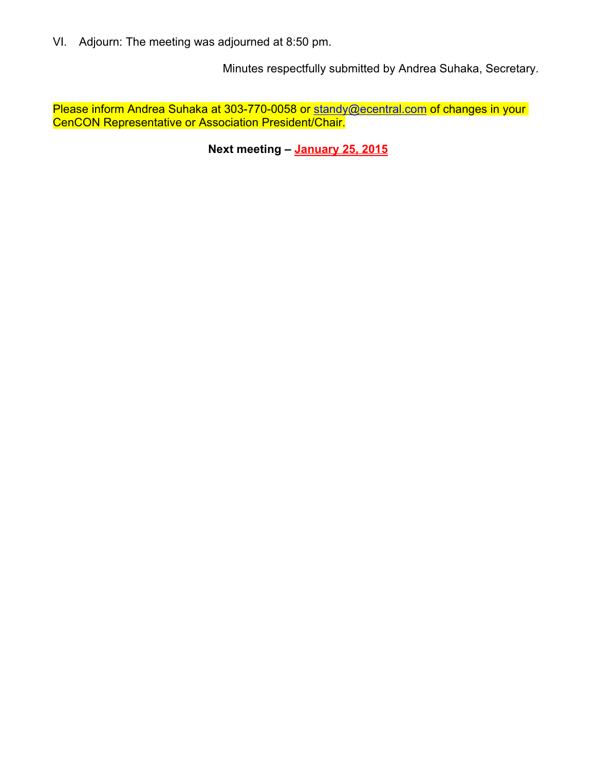VI. Adjourn: The meeting was adjourned at 8:50 pm.

Minutes respectfully submitted by Andrea Suhaka, Secretary.

Please inform Andrea Suhaka at 303-770-0058 or standy@ecentral.com of changes in your CenCON Representative or Association President/Chair.

**Next meeting – January 25, 2015**